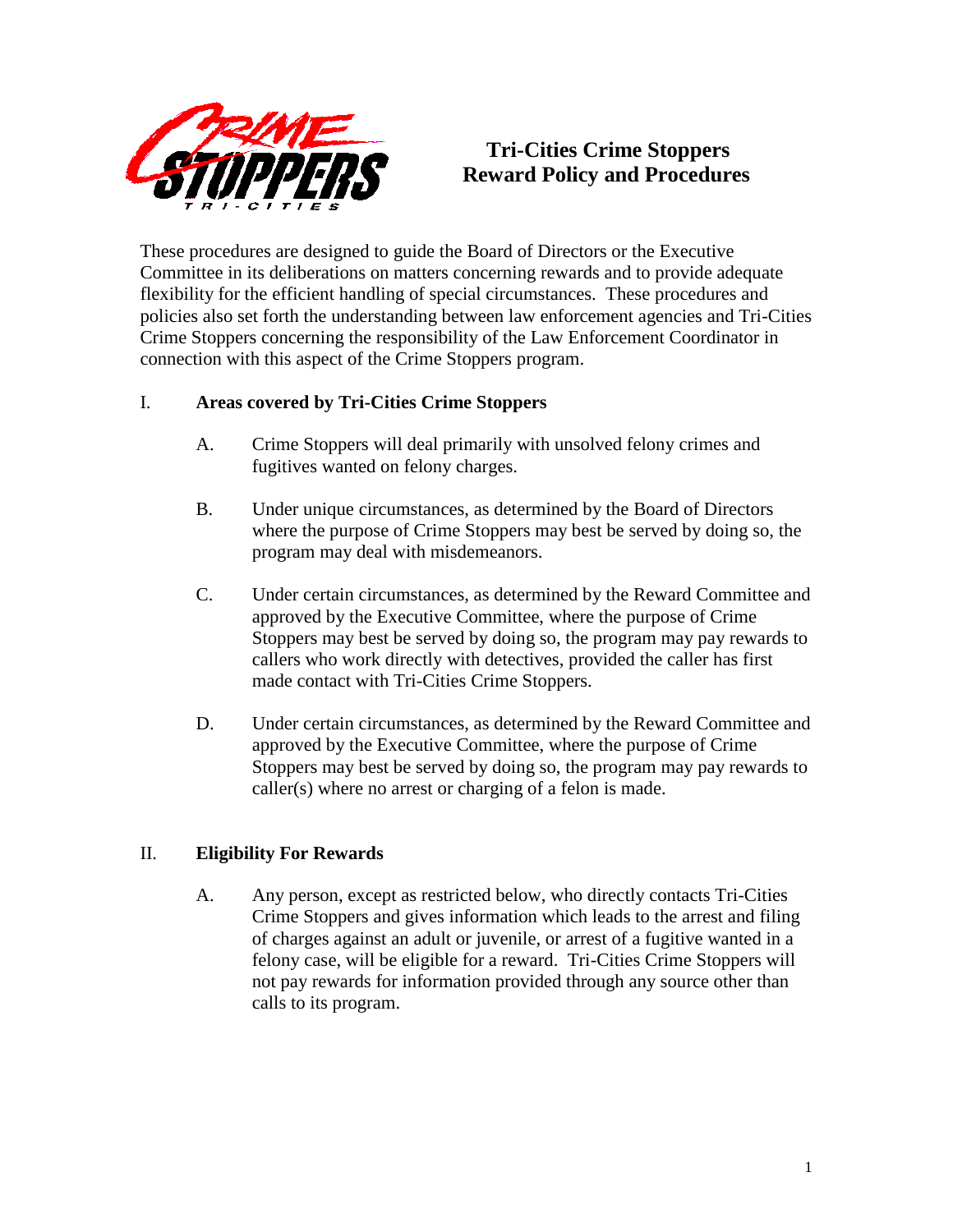# Tri-Cities Crime Stoppers Reward Policy and Procedures

These procedures are designed to guide the Board of Directors or the Executive Committee in its deliberations on matters concerning rewards and to provide adequate flexibility for the efficient handling of special circumstances. These procedures and policies also set forth the understanding between law enforcement agencies and Tri-Cities Crime Stoppers concerning the responsibility of the Law Enforcement Coordinator in connection with this aspect of the Crime Stoppers program.

## I. Areas covered by Tri-Cities Crime Stoppers

A. Crime Stoppers will deal primarily with unsolved felony crimes and fugitives wanted on felony charges.

B. Under unique circumstances, as determined by the Board of Directors where the purpose of Crime Stoppers may best be served by doing so, the program may deal with misdemeanors.

C. Under certain circumstances, as determined by the Reward Committee and approved by the Executive Committee, where the purpose of Crime Stoppers may best be served by doing so, the program may pay rewards to callers who work directly with detectives, provided the caller has first made contact with Tri-Cities Crime Stoppers.

D. Under certain circumstances, as determined by the Reward Committee and approved by the Executive Committee, where the purpose of Crime Stoppers may best be served by doing so, the program may pay rewards to caller(s) where no arrest or charging of a felon is made.

## II. Eligibility For Rewards

A. Any person, except as restricted below, who directly contacts Tri-Cities Crime Stoppers and gives information which leads to the arrest and filing of charges against an adult or juvenile, or arrest of a fugitive wanted in a felony case, will be eligible for a reward. Tri-Cities Crime Stoppers will not pay rewards for information provided through any source other than calls to its program.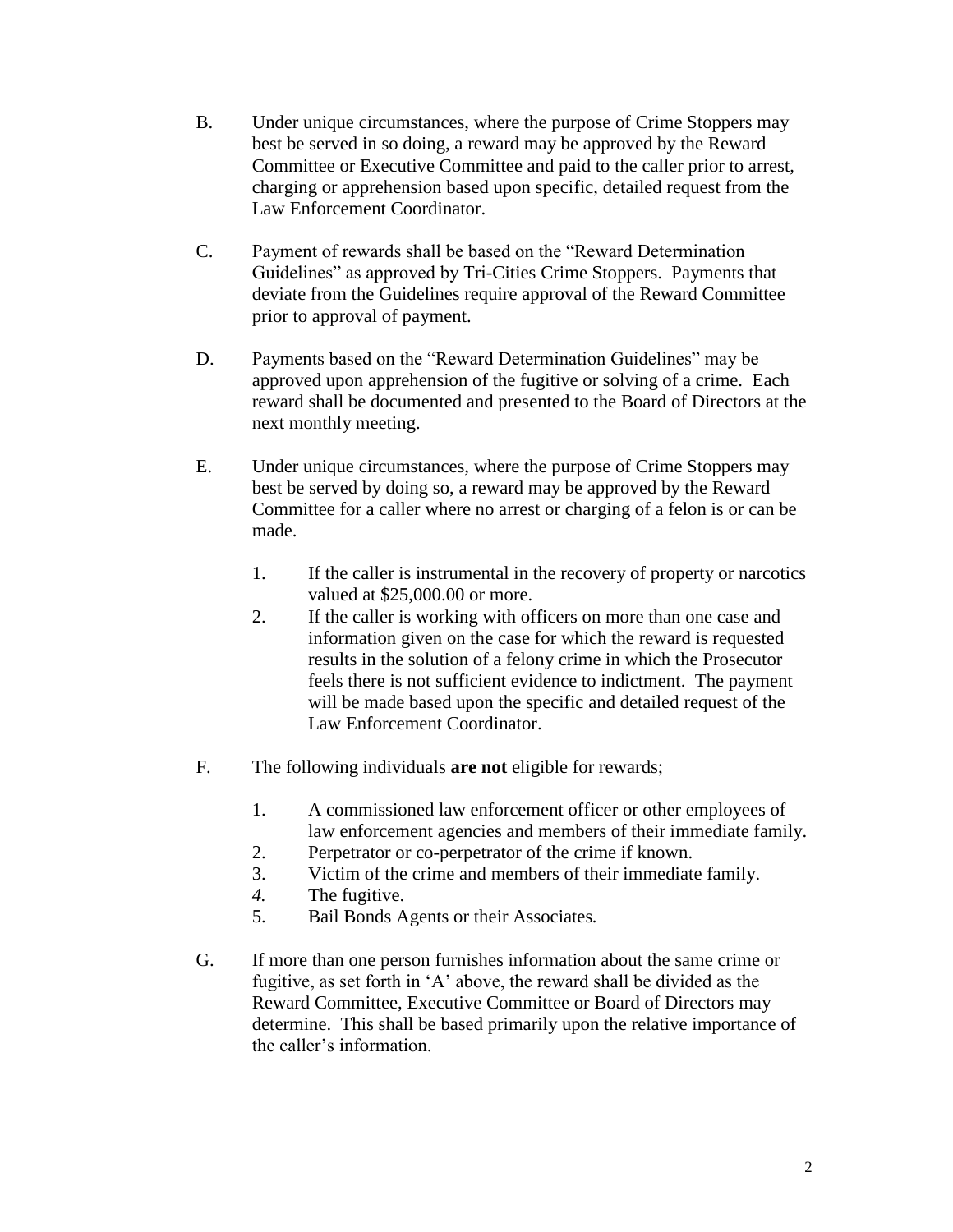B. Under unique circumstances, where the purpose of Crime Stoppers may best be served in so doing, a reward may be approved by the Reward Committee or Executive Committee and paid to the caller prior to arrest, charging or apprehension based upon specific, detailed request from the Law Enforcement Coordinator.

C. Payment of rewards shall be based on the "Reward Determination Guidelines" as approved by Tri-Cities Crime Stoppers. Payments that deviate from the Guidelines require approval of the Reward Committee prior to approval of payment.

D. Payments based on the "Reward Determination Guidelines" may be approved upon apprehension of the fugitive or solving of a crime. Each reward shall be documented and presented to the Board of Directors at the next monthly meeting.

E. Under unique circumstances, where the purpose of Crime Stoppers may best be served by doing so, a reward may be approved by the Reward Committee for a caller where no arrest or charging of a felon is or can be made.

   1. If the caller is instrumental in the recovery of property or narcotics valued at $25,000.00 or more.
   2. If the caller is working with officers on more than one case and information given on the case for which the reward is requested results in the solution of a felony crime in which the Prosecutor feels there is not sufficient evidence to indictment. The payment will be made based upon the specific and detailed request of the Law Enforcement Coordinator.

F. The following individuals **are not** eligible for rewards;

   1. A commissioned law enforcement officer or other employees of law enforcement agencies and members of their immediate family.
   2. Perpetrator or co-perpetrator of the crime if known.
   3. Victim of the crime and members of their immediate family.
   4. The fugitive.
   5. Bail Bonds Agents or their Associates.

G. If more than one person furnishes information about the same crime or fugitive, as set forth in 'A' above, the reward shall be divided as the Reward Committee, Executive Committee or Board of Directors may determine. This shall be based primarily upon the relative importance of the caller's information.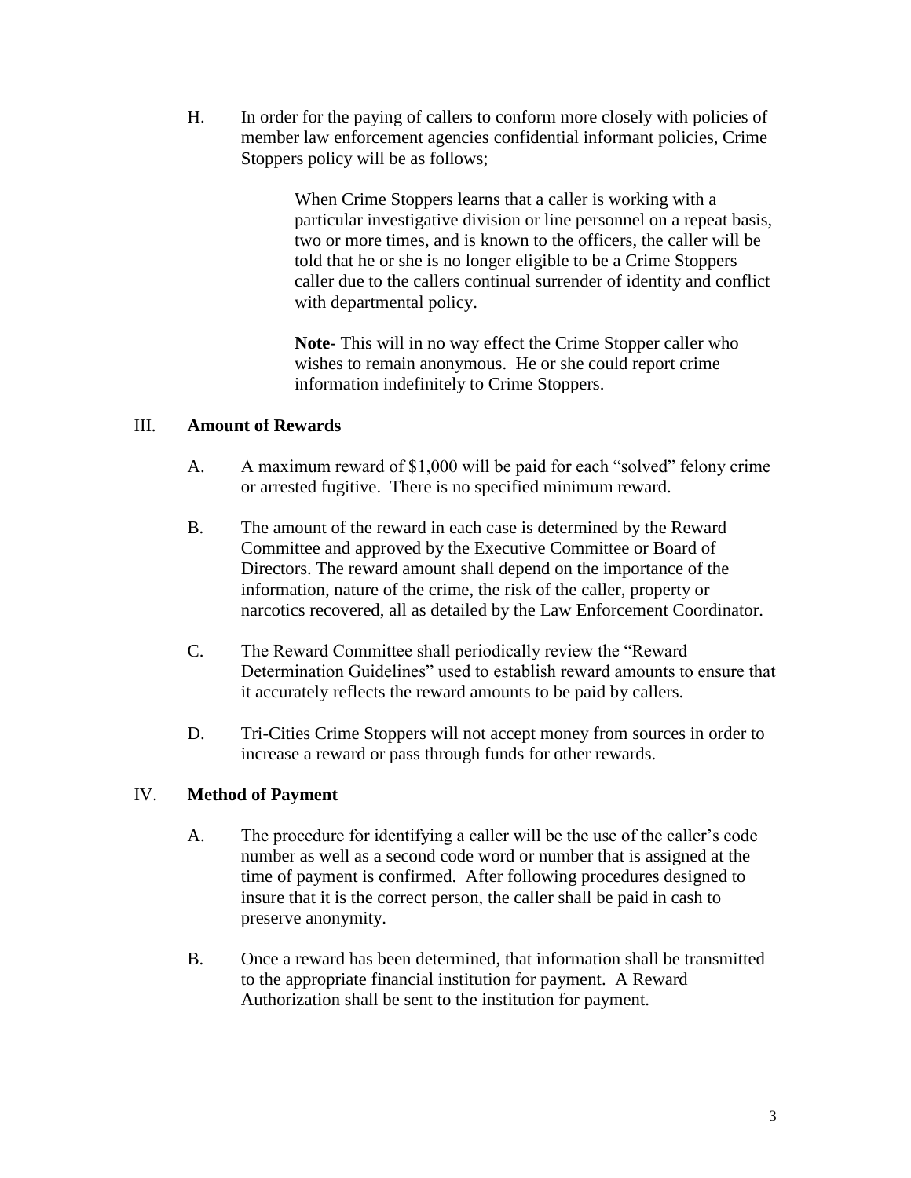H. In order for the paying of callers to conform more closely with policies of member law enforcement agencies confidential informant policies, Crime Stoppers policy will be as follows;

> When Crime Stoppers learns that a caller is working with a particular investigative division or line personnel on a repeat basis, two or more times, and is known to the officers, the caller will be told that he or she is no longer eligible to be a Crime Stoppers caller due to the callers continual surrender of identity and conflict with departmental policy.
>
> **Note-** This will in no way effect the Crime Stopper caller who wishes to remain anonymous. He or she could report crime information indefinitely to Crime Stoppers.

## III. **Amount of Rewards**

A. A maximum reward of $1,000 will be paid for each "solved" felony crime or arrested fugitive. There is no specified minimum reward.

B. The amount of the reward in each case is determined by the Reward Committee and approved by the Executive Committee or Board of Directors. The reward amount shall depend on the importance of the information, nature of the crime, the risk of the caller, property or narcotics recovered, all as detailed by the Law Enforcement Coordinator.

C. The Reward Committee shall periodically review the "Reward Determination Guidelines" used to establish reward amounts to ensure that it accurately reflects the reward amounts to be paid by callers.

D. Tri-Cities Crime Stoppers will not accept money from sources in order to increase a reward or pass through funds for other rewards.

## IV. **Method of Payment**

A. The procedure for identifying a caller will be the use of the caller's code number as well as a second code word or number that is assigned at the time of payment is confirmed. After following procedures designed to insure that it is the correct person, the caller shall be paid in cash to preserve anonymity.

B. Once a reward has been determined, that information shall be transmitted to the appropriate financial institution for payment. A Reward Authorization shall be sent to the institution for payment.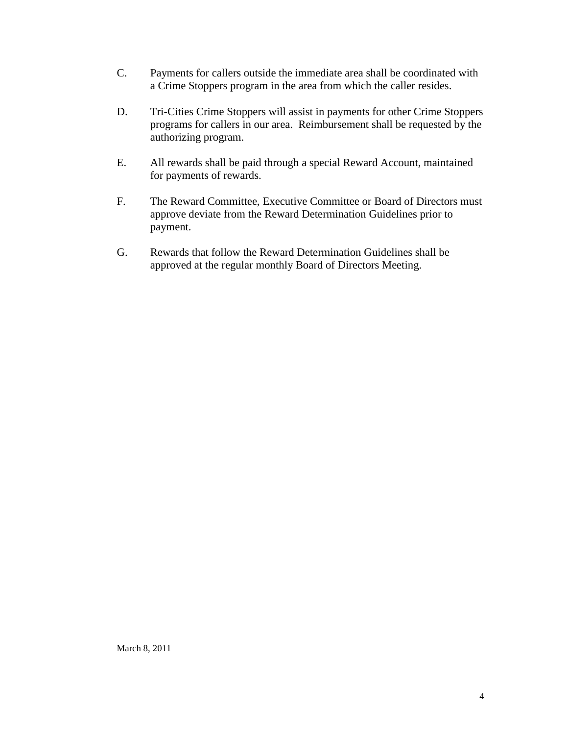C. Payments for callers outside the immediate area shall be coordinated with a Crime Stoppers program in the area from which the caller resides.

D. Tri-Cities Crime Stoppers will assist in payments for other Crime Stoppers programs for callers in our area. Reimbursement shall be requested by the authorizing program.

E. All rewards shall be paid through a special Reward Account, maintained for payments of rewards.

F. The Reward Committee, Executive Committee or Board of Directors must approve deviate from the Reward Determination Guidelines prior to payment.

G. Rewards that follow the Reward Determination Guidelines shall be approved at the regular monthly Board of Directors Meeting.

March 8, 2011